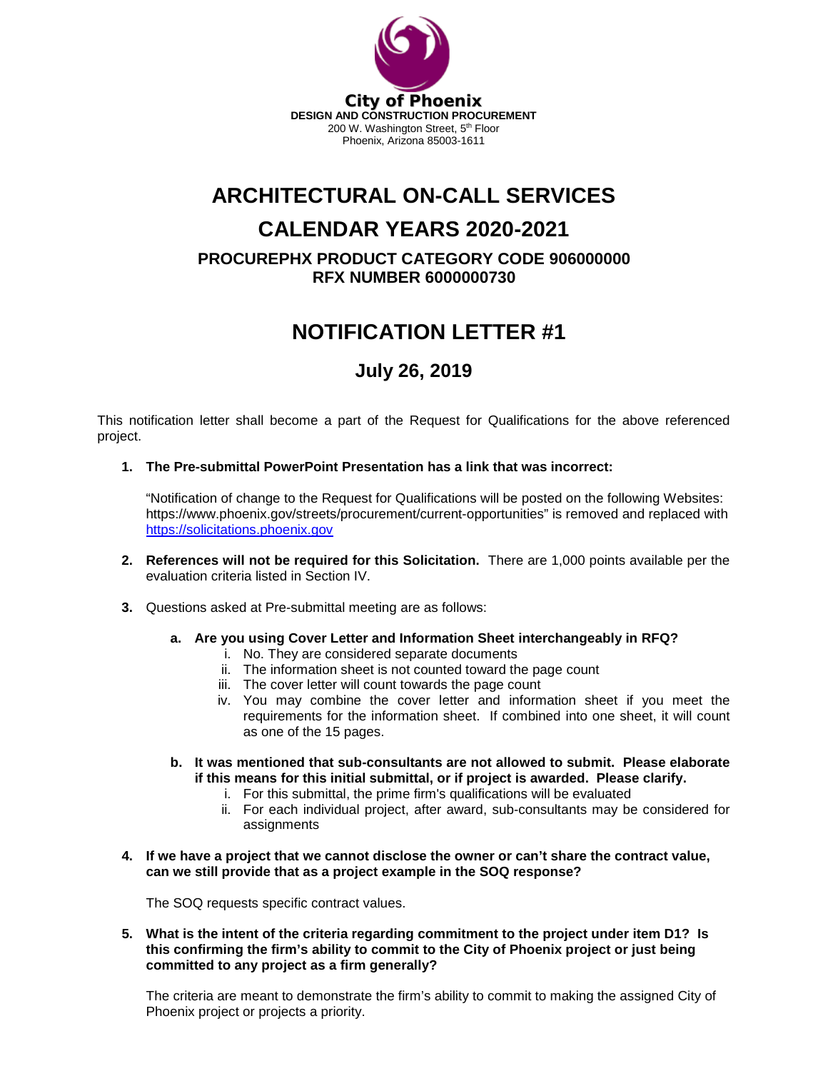**City of Phoenix**
**DESIGN AND CONSTRUCTION PROCUREMENT**
200 W. Washington Street, 5th Floor
Phoenix, Arizona 85003-1611

# ARCHITECTURAL ON-CALL SERVICES

# CALENDAR YEARS 2020-2021

### PROCUREPHX PRODUCT CATEGORY CODE 906000000
### RFX NUMBER 6000000730

# NOTIFICATION LETTER #1

## July 26, 2019

This notification letter shall become a part of the Request for Qualifications for the above referenced project.

1. **The Pre-submittal PowerPoint Presentation has a link that was incorrect:**

   "Notification of change to the Request for Qualifications will be posted on the following Websites: https://www.phoenix.gov/streets/procurement/current-opportunities" is removed and replaced with https://solicitations.phoenix.gov

2. **References will not be required for this Solicitation.** There are 1,000 points available per the evaluation criteria listed in Section IV.

3. Questions asked at Pre-submittal meeting are as follows:

   a. **Are you using Cover Letter and Information Sheet interchangeably in RFQ?**
      i. No. They are considered separate documents
      ii. The information sheet is not counted toward the page count
      iii. The cover letter will count towards the page count
      iv. You may combine the cover letter and information sheet if you meet the requirements for the information sheet. If combined into one sheet, it will count as one of the 15 pages.

   b. **It was mentioned that sub-consultants are not allowed to submit. Please elaborate if this means for this initial submittal, or if project is awarded. Please clarify.**
      i. For this submittal, the prime firm's qualifications will be evaluated
      ii. For each individual project, after award, sub-consultants may be considered for assignments

4. **If we have a project that we cannot disclose the owner or can't share the contract value, can we still provide that as a project example in the SOQ response?**

   The SOQ requests specific contract values.

5. **What is the intent of the criteria regarding commitment to the project under item D1? Is this confirming the firm's ability to commit to the City of Phoenix project or just being committed to any project as a firm generally?**

   The criteria are meant to demonstrate the firm's ability to commit to making the assigned City of Phoenix project or projects a priority.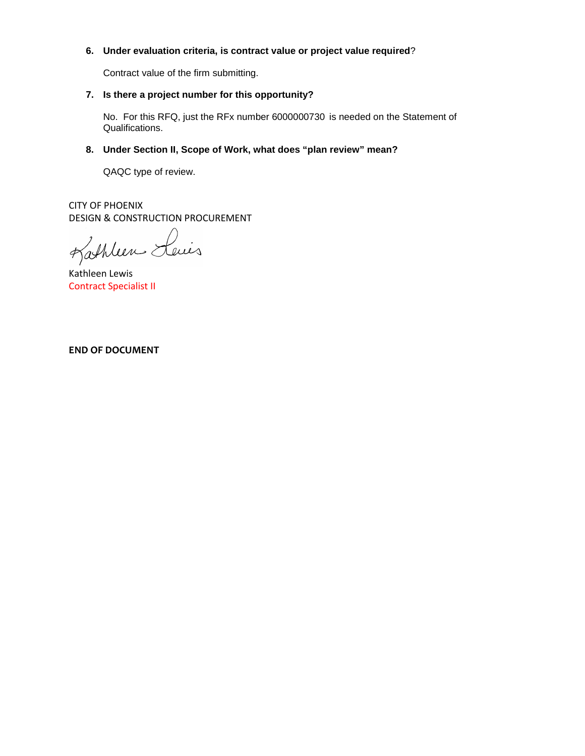6. **Under evaluation criteria, is contract value or project value required**?

   Contract value of the firm submitting.

7. **Is there a project number for this opportunity?**

   No. For this RFQ, just the RFx number 6000000730 is needed on the Statement of Qualifications.

8. **Under Section II, Scope of Work, what does "plan review" mean?**

   QAQC type of review.

CITY OF PHOENIX
DESIGN & CONSTRUCTION PROCUREMENT

Kathleen Lewis
Contract Specialist II

**END OF DOCUMENT**